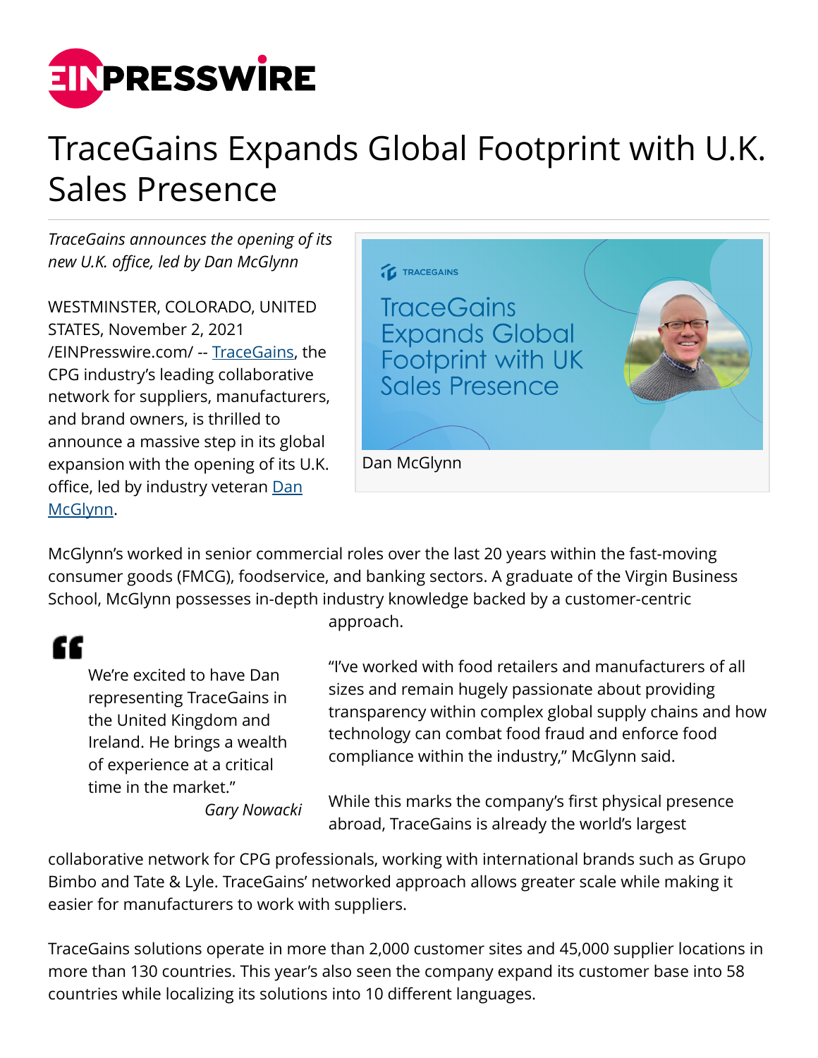# TraceGains Expands Global Footprint with U.K. Sales Presence

*TraceGains announces the opening of its new U.K. office, led by Dan McGlynn*

WESTMINSTER, COLORADO, UNITED STATES, November 2, 2021 /EINPresswire.com/ -- TraceGains, the CPG industry's leading collaborative network for suppliers, manufacturers, and brand owners, is thrilled to announce a massive step in its global expansion with the opening of its U.K. office, led by industry veteran Dan McGlynn.

Dan McGlynn

McGlynn's worked in senior commercial roles over the last 20 years within the fast-moving consumer goods (FMCG), foodservice, and banking sectors. A graduate of the Virgin Business School, McGlynn possesses in-depth industry knowledge backed by a customer-centric approach.

> We're excited to have Dan representing TraceGains in the United Kingdom and Ireland. He brings a wealth of experience at a critical time in the market."
>
> *Gary Nowacki*

"I've worked with food retailers and manufacturers of all sizes and remain hugely passionate about providing transparency within complex global supply chains and how technology can combat food fraud and enforce food compliance within the industry," McGlynn said.

While this marks the company's first physical presence abroad, TraceGains is already the world's largest collaborative network for CPG professionals, working with international brands such as Grupo Bimbo and Tate & Lyle. TraceGains' networked approach allows greater scale while making it easier for manufacturers to work with suppliers.

TraceGains solutions operate in more than 2,000 customer sites and 45,000 supplier locations in more than 130 countries. This year's also seen the company expand its customer base into 58 countries while localizing its solutions into 10 different languages.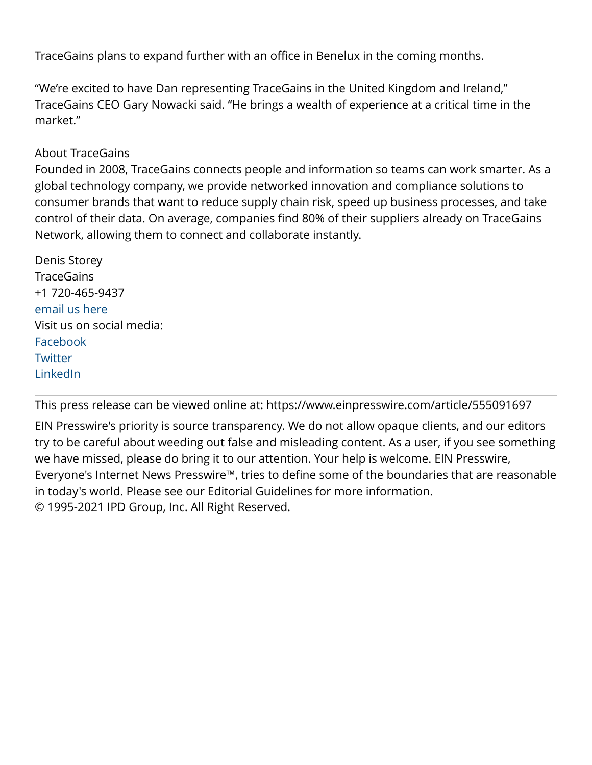TraceGains plans to expand further with an office in Benelux in the coming months.

“We’re excited to have Dan representing TraceGains in the United Kingdom and Ireland,” TraceGains CEO Gary Nowacki said. “He brings a wealth of experience at a critical time in the market.”

About TraceGains
Founded in 2008, TraceGains connects people and information so teams can work smarter. As a global technology company, we provide networked innovation and compliance solutions to consumer brands that want to reduce supply chain risk, speed up business processes, and take control of their data. On average, companies find 80% of their suppliers already on TraceGains Network, allowing them to connect and collaborate instantly.

Denis Storey
TraceGains
+1 720-465-9437
email us here
Visit us on social media:
Facebook
Twitter
LinkedIn

---

This press release can be viewed online at: https://www.einpresswire.com/article/555091697

EIN Presswire's priority is source transparency. We do not allow opaque clients, and our editors try to be careful about weeding out false and misleading content. As a user, if you see something we have missed, please do bring it to our attention. Your help is welcome. EIN Presswire, Everyone's Internet News Presswire™, tries to define some of the boundaries that are reasonable in today's world. Please see our Editorial Guidelines for more information.
© 1995-2021 IPD Group, Inc. All Right Reserved.